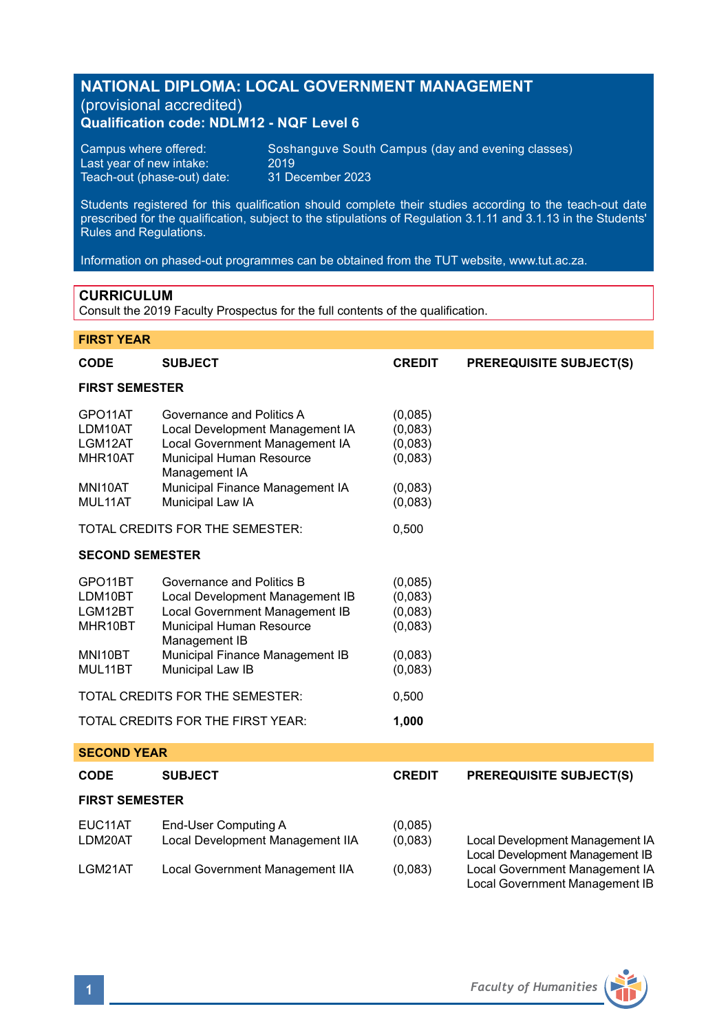# NATIONAL DIPLOMA: LOCAL GOVERNMENT MANAGEMENT

(provisional accredited)

**Qualification code: NDLM12 - NQF Level 6**

Campus where offered: Soshanguve South Campus (day and evening classes)
Last year of new intake: 2019
Teach-out (phase-out) date: 31 December 2023

Students registered for this qualification should complete their studies according to the teach-out date prescribed for the qualification, subject to the stipulations of Regulation 3.1.11 and 3.1.13 in the Students' Rules and Regulations.

Information on phased-out programmes can be obtained from the TUT website, www.tut.ac.za.

## CURRICULUM

Consult the 2019 Faculty Prospectus for the full contents of the qualification.

### FIRST YEAR

| CODE | SUBJECT | CREDIT | PREREQUISITE SUBJECT(S) |
|---|---|---|---|
| **FIRST SEMESTER** | | | |
| GPO11AT | Governance and Politics A | (0,085) | |
| LDM10AT | Local Development Management IA | (0,083) | |
| LGM12AT | Local Government Management IA | (0,083) | |
| MHR10AT | Municipal Human Resource Management IA | (0,083) | |
| MNI10AT | Municipal Finance Management IA | (0,083) | |
| MUL11AT | Municipal Law IA | (0,083) | |
| TOTAL CREDITS FOR THE SEMESTER: | | 0,500 | |
| **SECOND SEMESTER** | | | |
| GPO11BT | Governance and Politics B | (0,085) | |
| LDM10BT | Local Development Management IB | (0,083) | |
| LGM12BT | Local Government Management IB | (0,083) | |
| MHR10BT | Municipal Human Resource Management IB | (0,083) | |
| MNI10BT | Municipal Finance Management IB | (0,083) | |
| MUL11BT | Municipal Law IB | (0,083) | |
| TOTAL CREDITS FOR THE SEMESTER: | | 0,500 | |
| TOTAL CREDITS FOR THE FIRST YEAR: | | **1,000** | |

### SECOND YEAR

| CODE | SUBJECT | CREDIT | PREREQUISITE SUBJECT(S) |
|---|---|---|---|
| **FIRST SEMESTER** | | | |
| EUC11AT | End-User Computing A | (0,085) | |
| LDM20AT | Local Development Management IIA | (0,083) | Local Development Management IA<br>Local Development Management IB |
| LGM21AT | Local Government Management IIA | (0,083) | Local Government Management IA<br>Local Government Management IB |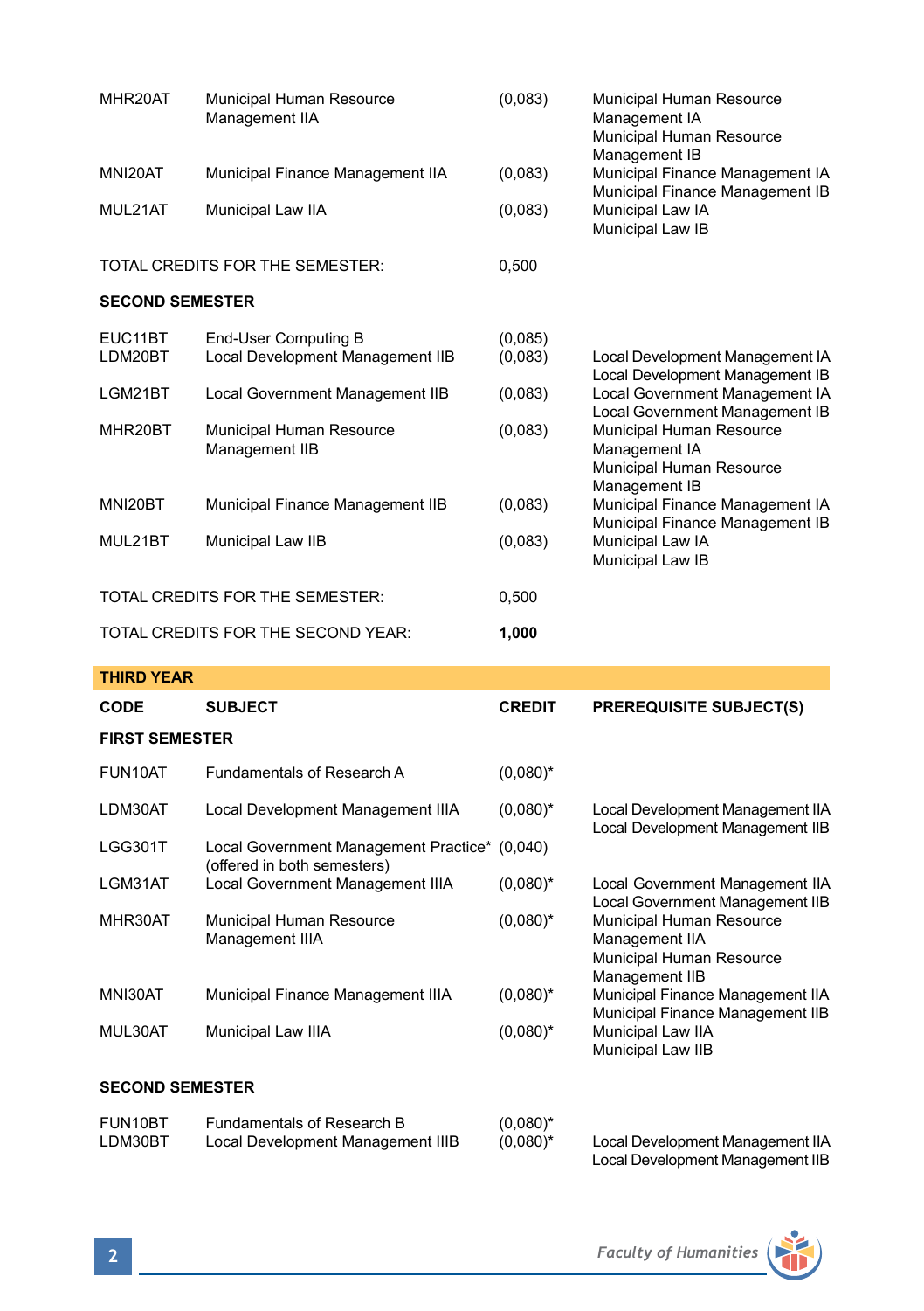| CODE | SUBJECT | CREDIT | PREREQUISITE SUBJECT(S) |
|---|---|---|---|
| MHR20AT | Municipal Human Resource Management IIA | (0,083) | Municipal Human Resource Management IA<br>Municipal Human Resource Management IB |
| MNI20AT | Municipal Finance Management IIA | (0,083) | Municipal Finance Management IA<br>Municipal Finance Management IB |
| MUL21AT | Municipal Law IIA | (0,083) | Municipal Law IA<br>Municipal Law IB |
| TOTAL CREDITS FOR THE SEMESTER: | | 0,500 | |
| **SECOND SEMESTER** | | | |
| EUC11BT | End-User Computing B | (0,085) | |
| LDM20BT | Local Development Management IIB | (0,083) | Local Development Management IA<br>Local Development Management IB |
| LGM21BT | Local Government Management IIB | (0,083) | Local Government Management IA<br>Local Government Management IB |
| MHR20BT | Municipal Human Resource Management IIB | (0,083) | Municipal Human Resource Management IA<br>Municipal Human Resource Management IB |
| MNI20BT | Municipal Finance Management IIB | (0,083) | Municipal Finance Management IA<br>Municipal Finance Management IB |
| MUL21BT | Municipal Law IIB | (0,083) | Municipal Law IA<br>Municipal Law IB |
| TOTAL CREDITS FOR THE SEMESTER: | | 0,500 | |
| TOTAL CREDITS FOR THE SECOND YEAR: | | **1,000** | |

**THIRD YEAR**

| CODE | SUBJECT | CREDIT | PREREQUISITE SUBJECT(S) |
|---|---|---|---|
| **FIRST SEMESTER** | | | |
| FUN10AT | Fundamentals of Research A | (0,080)* | |
| LDM30AT | Local Development Management IIIA | (0,080)* | Local Development Management IIA<br>Local Development Management IIB |
| LGG301T | Local Government Management Practice* (offered in both semesters) | (0,040) | |
| LGM31AT | Local Government Management IIIA | (0,080)* | Local Government Management IIA<br>Local Government Management IIB |
| MHR30AT | Municipal Human Resource Management IIIA | (0,080)* | Municipal Human Resource Management IIA<br>Municipal Human Resource Management IIB |
| MNI30AT | Municipal Finance Management IIIA | (0,080)* | Municipal Finance Management IIA<br>Municipal Finance Management IIB |
| MUL30AT | Municipal Law IIIA | (0,080)* | Municipal Law IIA<br>Municipal Law IIB |
| **SECOND SEMESTER** | | | |
| FUN10BT | Fundamentals of Research B | (0,080)* | |
| LDM30BT | Local Development Management IIIB | (0,080)* | Local Development Management IIA<br>Local Development Management IIB |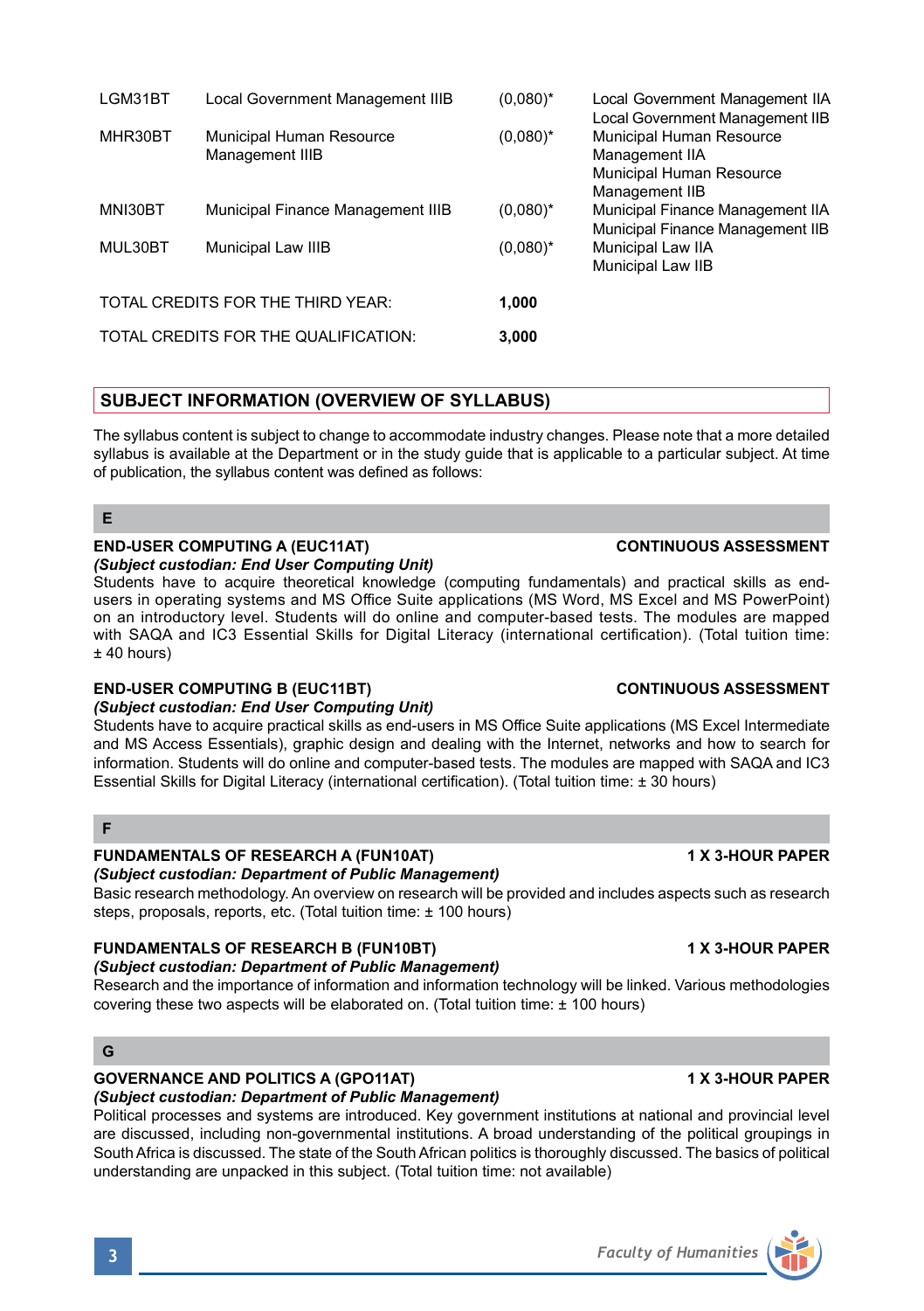| | | | |
|---|---|---|---|
| LGM31BT | Local Government Management IIIB | (0,080)* | Local Government Management IIA<br>Local Government Management IIB |
| MHR30BT | Municipal Human Resource Management IIIB | (0,080)* | Municipal Human Resource Management IIA<br>Municipal Human Resource Management IIB |
| MNI30BT | Municipal Finance Management IIIB | (0,080)* | Municipal Finance Management IIA<br>Municipal Finance Management IIB |
| MUL30BT | Municipal Law IIIB | (0,080)* | Municipal Law IIA<br>Municipal Law IIB |
| TOTAL CREDITS FOR THE THIRD YEAR: | | **1,000** | |
| TOTAL CREDITS FOR THE QUALIFICATION: | | **3,000** | |

## SUBJECT INFORMATION (OVERVIEW OF SYLLABUS)

The syllabus content is subject to change to accommodate industry changes. Please note that a more detailed syllabus is available at the Department or in the study guide that is applicable to a particular subject. At time of publication, the syllabus content was defined as follows:

### E

**END-USER COMPUTING A (EUC11AT)** **CONTINUOUS ASSESSMENT**
***(Subject custodian: End User Computing Unit)***
Students have to acquire theoretical knowledge (computing fundamentals) and practical skills as end-users in operating systems and MS Office Suite applications (MS Word, MS Excel and MS PowerPoint) on an introductory level. Students will do online and computer-based tests. The modules are mapped with SAQA and IC3 Essential Skills for Digital Literacy (international certification). (Total tuition time: ± 40 hours)

**END-USER COMPUTING B (EUC11BT)** **CONTINUOUS ASSESSMENT**
***(Subject custodian: End User Computing Unit)***
Students have to acquire practical skills as end-users in MS Office Suite applications (MS Excel Intermediate and MS Access Essentials), graphic design and dealing with the Internet, networks and how to search for information. Students will do online and computer-based tests. The modules are mapped with SAQA and IC3 Essential Skills for Digital Literacy (international certification). (Total tuition time: ± 30 hours)

### F

**FUNDAMENTALS OF RESEARCH A (FUN10AT)** **1 X 3-HOUR PAPER**
***(Subject custodian: Department of Public Management)***
Basic research methodology. An overview on research will be provided and includes aspects such as research steps, proposals, reports, etc. (Total tuition time: ± 100 hours)

**FUNDAMENTALS OF RESEARCH B (FUN10BT)** **1 X 3-HOUR PAPER**
***(Subject custodian: Department of Public Management)***
Research and the importance of information and information technology will be linked. Various methodologies covering these two aspects will be elaborated on. (Total tuition time: ± 100 hours)

### G

**GOVERNANCE AND POLITICS A (GPO11AT)** **1 X 3-HOUR PAPER**
***(Subject custodian: Department of Public Management)***
Political processes and systems are introduced. Key government institutions at national and provincial level are discussed, including non-governmental institutions. A broad understanding of the political groupings in South Africa is discussed. The state of the South African politics is thoroughly discussed. The basics of political understanding are unpacked in this subject. (Total tuition time: not available)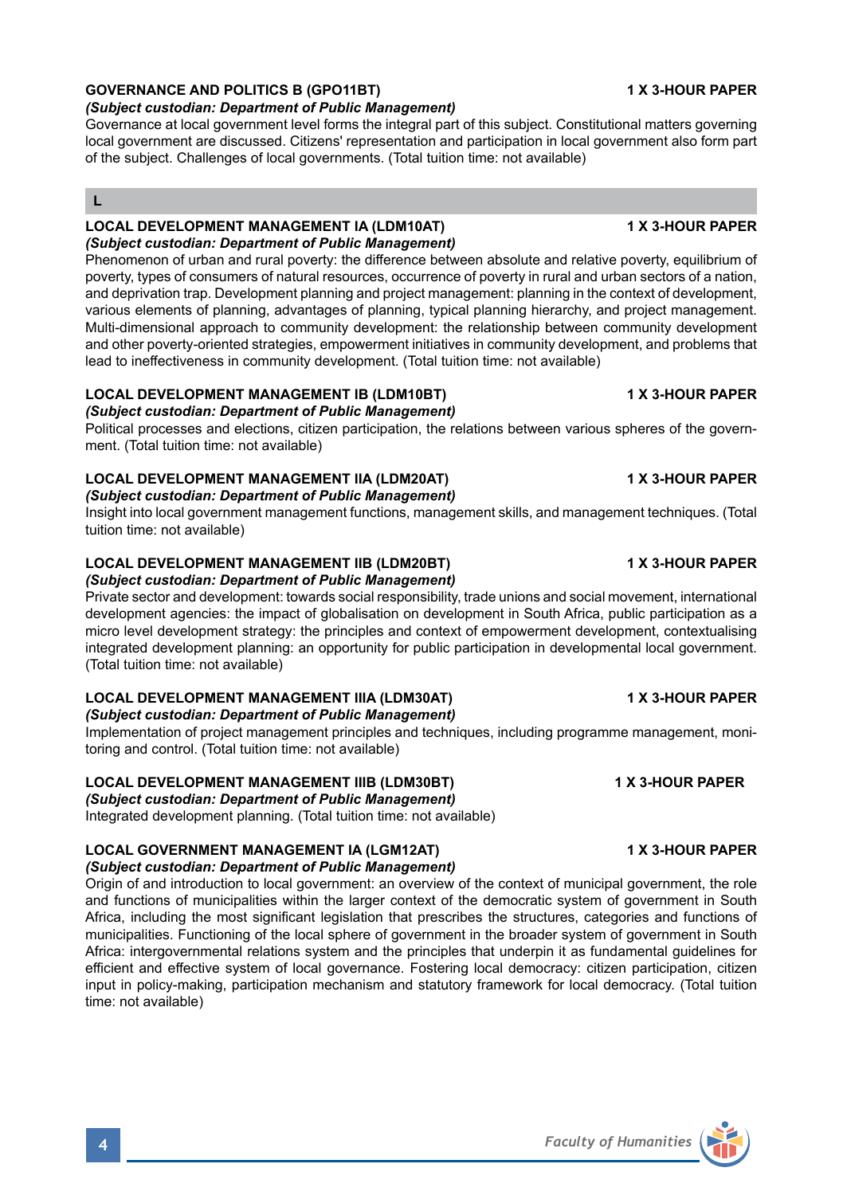### GOVERNANCE AND POLITICS B (GPO11BT) 1 X 3-HOUR PAPER

*(Subject custodian: Department of Public Management)*

Governance at local government level forms the integral part of this subject. Constitutional matters governing local government are discussed. Citizens' representation and participation in local government also form part of the subject. Challenges of local governments. (Total tuition time: not available)

## L

### LOCAL DEVELOPMENT MANAGEMENT IA (LDM10AT) 1 X 3-HOUR PAPER

*(Subject custodian: Department of Public Management)*

Phenomenon of urban and rural poverty: the difference between absolute and relative poverty, equilibrium of poverty, types of consumers of natural resources, occurrence of poverty in rural and urban sectors of a nation, and deprivation trap. Development planning and project management: planning in the context of development, various elements of planning, advantages of planning, typical planning hierarchy, and project management. Multi-dimensional approach to community development: the relationship between community development and other poverty-oriented strategies, empowerment initiatives in community development, and problems that lead to ineffectiveness in community development. (Total tuition time: not available)

### LOCAL DEVELOPMENT MANAGEMENT IB (LDM10BT) 1 X 3-HOUR PAPER

*(Subject custodian: Department of Public Management)*

Political processes and elections, citizen participation, the relations between various spheres of the government. (Total tuition time: not available)

### LOCAL DEVELOPMENT MANAGEMENT IIA (LDM20AT) 1 X 3-HOUR PAPER

*(Subject custodian: Department of Public Management)*

Insight into local government management functions, management skills, and management techniques. (Total tuition time: not available)

### LOCAL DEVELOPMENT MANAGEMENT IIB (LDM20BT) 1 X 3-HOUR PAPER

*(Subject custodian: Department of Public Management)*

Private sector and development: towards social responsibility, trade unions and social movement, international development agencies: the impact of globalisation on development in South Africa, public participation as a micro level development strategy: the principles and context of empowerment development, contextualising integrated development planning: an opportunity for public participation in developmental local government. (Total tuition time: not available)

### LOCAL DEVELOPMENT MANAGEMENT IIIA (LDM30AT) 1 X 3-HOUR PAPER

*(Subject custodian: Department of Public Management)*

Implementation of project management principles and techniques, including programme management, monitoring and control. (Total tuition time: not available)

### LOCAL DEVELOPMENT MANAGEMENT IIIB (LDM30BT) 1 X 3-HOUR PAPER

*(Subject custodian: Department of Public Management)*

Integrated development planning. (Total tuition time: not available)

### LOCAL GOVERNMENT MANAGEMENT IA (LGM12AT) 1 X 3-HOUR PAPER

*(Subject custodian: Department of Public Management)*

Origin of and introduction to local government: an overview of the context of municipal government, the role and functions of municipalities within the larger context of the democratic system of government in South Africa, including the most significant legislation that prescribes the structures, categories and functions of municipalities. Functioning of the local sphere of government in the broader system of government in South Africa: intergovernmental relations system and the principles that underpin it as fundamental guidelines for efficient and effective system of local governance. Fostering local democracy: citizen participation, citizen input in policy-making, participation mechanism and statutory framework for local democracy. (Total tuition time: not available)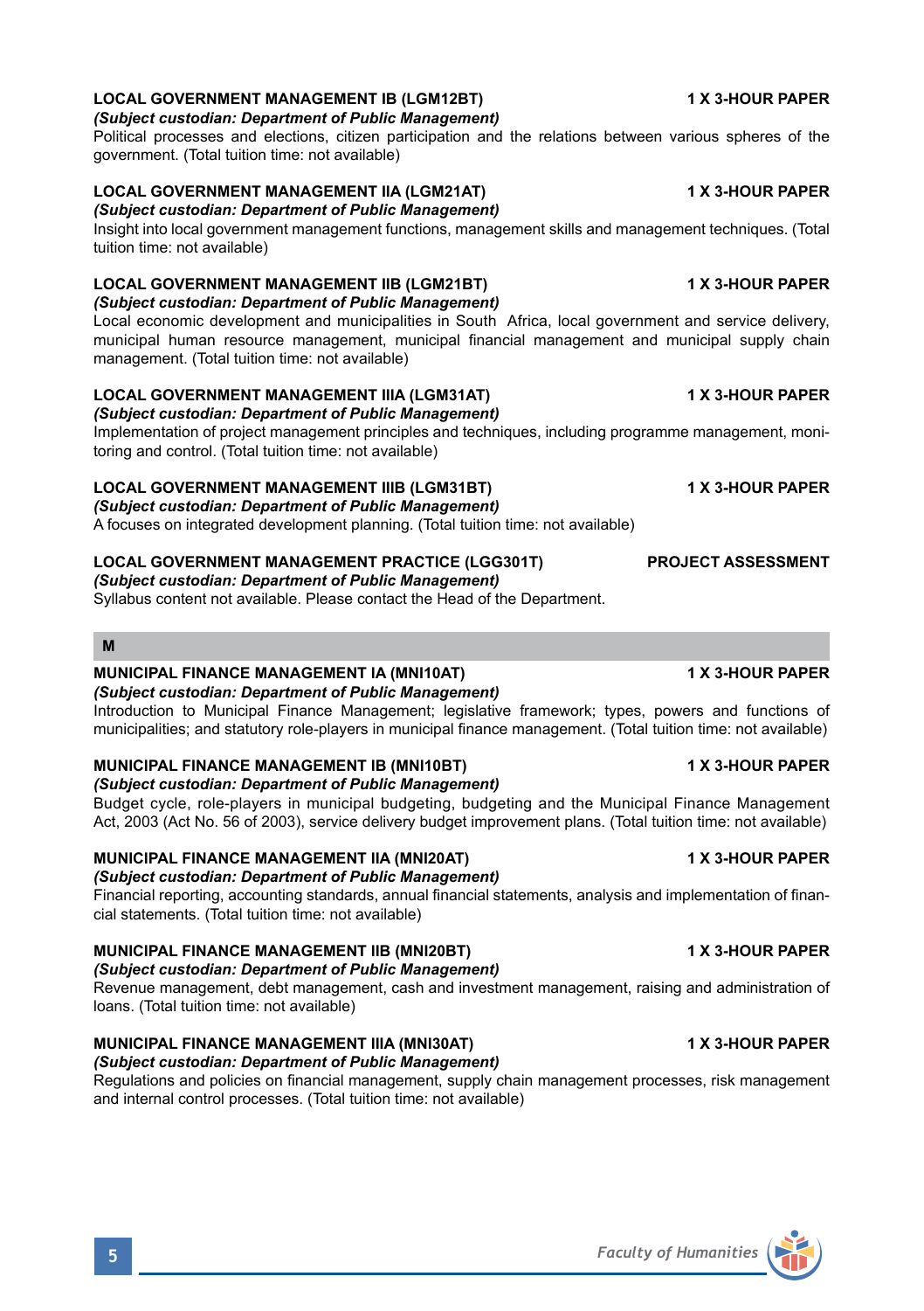**LOCAL GOVERNMENT MANAGEMENT IB (LGM12BT)** **1 X 3-HOUR PAPER**

***(Subject custodian: Department of Public Management)***

Political processes and elections, citizen participation and the relations between various spheres of the government. (Total tuition time: not available)

**LOCAL GOVERNMENT MANAGEMENT IIA (LGM21AT)** **1 X 3-HOUR PAPER**

***(Subject custodian: Department of Public Management)***

Insight into local government management functions, management skills and management techniques. (Total tuition time: not available)

**LOCAL GOVERNMENT MANAGEMENT IIB (LGM21BT)** **1 X 3-HOUR PAPER**

***(Subject custodian: Department of Public Management)***

Local economic development and municipalities in South Africa, local government and service delivery, municipal human resource management, municipal financial management and municipal supply chain management. (Total tuition time: not available)

**LOCAL GOVERNMENT MANAGEMENT IIIA (LGM31AT)** **1 X 3-HOUR PAPER**

***(Subject custodian: Department of Public Management)***

Implementation of project management principles and techniques, including programme management, monitoring and control. (Total tuition time: not available)

**LOCAL GOVERNMENT MANAGEMENT IIIB (LGM31BT)** **1 X 3-HOUR PAPER**

***(Subject custodian: Department of Public Management)***

A focuses on integrated development planning. (Total tuition time: not available)

**LOCAL GOVERNMENT MANAGEMENT PRACTICE (LGG301T)** **PROJECT ASSESSMENT**

***(Subject custodian: Department of Public Management)***

Syllabus content not available. Please contact the Head of the Department.

## M

**MUNICIPAL FINANCE MANAGEMENT IA (MNI10AT)** **1 X 3-HOUR PAPER**

***(Subject custodian: Department of Public Management)***

Introduction to Municipal Finance Management; legislative framework; types, powers and functions of municipalities; and statutory role-players in municipal finance management. (Total tuition time: not available)

**MUNICIPAL FINANCE MANAGEMENT IB (MNI10BT)** **1 X 3-HOUR PAPER**

***(Subject custodian: Department of Public Management)***

Budget cycle, role-players in municipal budgeting, budgeting and the Municipal Finance Management Act, 2003 (Act No. 56 of 2003), service delivery budget improvement plans. (Total tuition time: not available)

**MUNICIPAL FINANCE MANAGEMENT IIA (MNI20AT)** **1 X 3-HOUR PAPER**

***(Subject custodian: Department of Public Management)***

Financial reporting, accounting standards, annual financial statements, analysis and implementation of financial statements. (Total tuition time: not available)

**MUNICIPAL FINANCE MANAGEMENT IIB (MNI20BT)** **1 X 3-HOUR PAPER**

***(Subject custodian: Department of Public Management)***

Revenue management, debt management, cash and investment management, raising and administration of loans. (Total tuition time: not available)

**MUNICIPAL FINANCE MANAGEMENT IIIA (MNI30AT)** **1 X 3-HOUR PAPER**

***(Subject custodian: Department of Public Management)***

Regulations and policies on financial management, supply chain management processes, risk management and internal control processes. (Total tuition time: not available)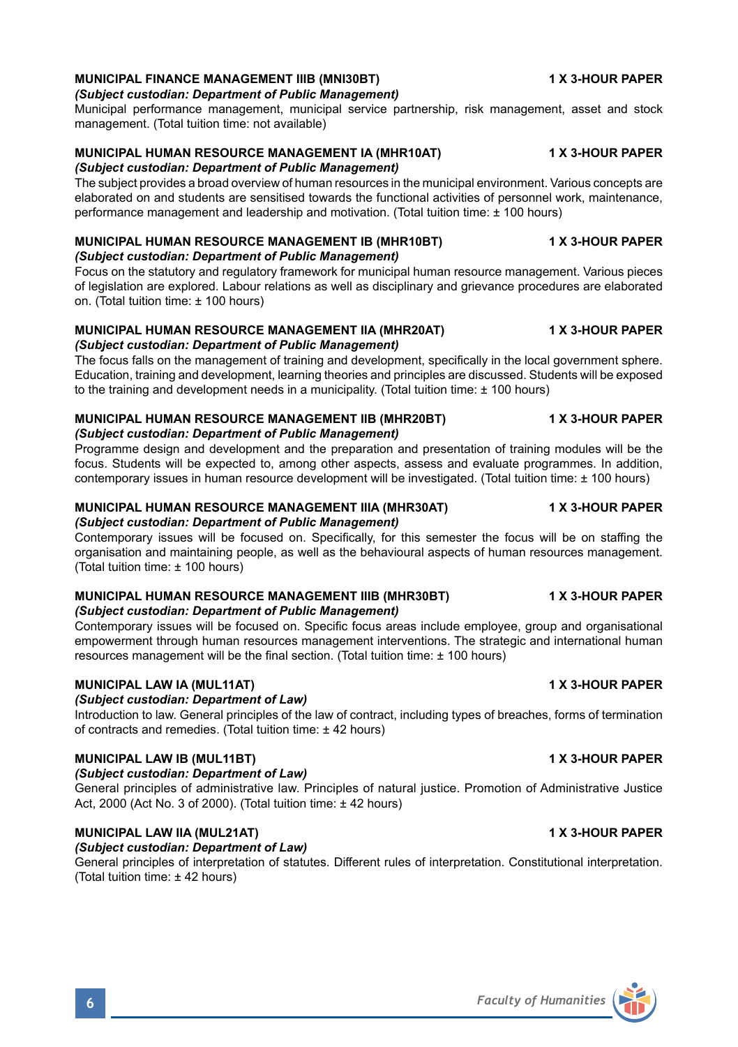**MUNICIPAL FINANCE MANAGEMENT IIIB (MNI30BT)** **1 X 3-HOUR PAPER**

***(Subject custodian: Department of Public Management)***

Municipal performance management, municipal service partnership, risk management, asset and stock management. (Total tuition time: not available)

**MUNICIPAL HUMAN RESOURCE MANAGEMENT IA (MHR10AT)** **1 X 3-HOUR PAPER**

***(Subject custodian: Department of Public Management)***

The subject provides a broad overview of human resources in the municipal environment. Various concepts are elaborated on and students are sensitised towards the functional activities of personnel work, maintenance, performance management and leadership and motivation. (Total tuition time: ± 100 hours)

**MUNICIPAL HUMAN RESOURCE MANAGEMENT IB (MHR10BT)** **1 X 3-HOUR PAPER**

***(Subject custodian: Department of Public Management)***

Focus on the statutory and regulatory framework for municipal human resource management. Various pieces of legislation are explored. Labour relations as well as disciplinary and grievance procedures are elaborated on. (Total tuition time: ± 100 hours)

**MUNICIPAL HUMAN RESOURCE MANAGEMENT IIA (MHR20AT)** **1 X 3-HOUR PAPER**

***(Subject custodian: Department of Public Management)***

The focus falls on the management of training and development, specifically in the local government sphere. Education, training and development, learning theories and principles are discussed. Students will be exposed to the training and development needs in a municipality. (Total tuition time: ± 100 hours)

**MUNICIPAL HUMAN RESOURCE MANAGEMENT IIB (MHR20BT)** **1 X 3-HOUR PAPER**

***(Subject custodian: Department of Public Management)***

Programme design and development and the preparation and presentation of training modules will be the focus. Students will be expected to, among other aspects, assess and evaluate programmes. In addition, contemporary issues in human resource development will be investigated. (Total tuition time: ± 100 hours)

**MUNICIPAL HUMAN RESOURCE MANAGEMENT IIIA (MHR30AT)** **1 X 3-HOUR PAPER**

***(Subject custodian: Department of Public Management)***

Contemporary issues will be focused on. Specifically, for this semester the focus will be on staffing the organisation and maintaining people, as well as the behavioural aspects of human resources management. (Total tuition time: ± 100 hours)

**MUNICIPAL HUMAN RESOURCE MANAGEMENT IIIB (MHR30BT)** **1 X 3-HOUR PAPER**

***(Subject custodian: Department of Public Management)***

Contemporary issues will be focused on. Specific focus areas include employee, group and organisational empowerment through human resources management interventions. The strategic and international human resources management will be the final section. (Total tuition time: ± 100 hours)

**MUNICIPAL LAW IA (MUL11AT)** **1 X 3-HOUR PAPER**

***(Subject custodian: Department of Law)***

Introduction to law. General principles of the law of contract, including types of breaches, forms of termination of contracts and remedies. (Total tuition time: ± 42 hours)

**MUNICIPAL LAW IB (MUL11BT)** **1 X 3-HOUR PAPER**

***(Subject custodian: Department of Law)***

General principles of administrative law. Principles of natural justice. Promotion of Administrative Justice Act, 2000 (Act No. 3 of 2000). (Total tuition time: ± 42 hours)

**MUNICIPAL LAW IIA (MUL21AT)** **1 X 3-HOUR PAPER**

***(Subject custodian: Department of Law)***

General principles of interpretation of statutes. Different rules of interpretation. Constitutional interpretation. (Total tuition time: ± 42 hours)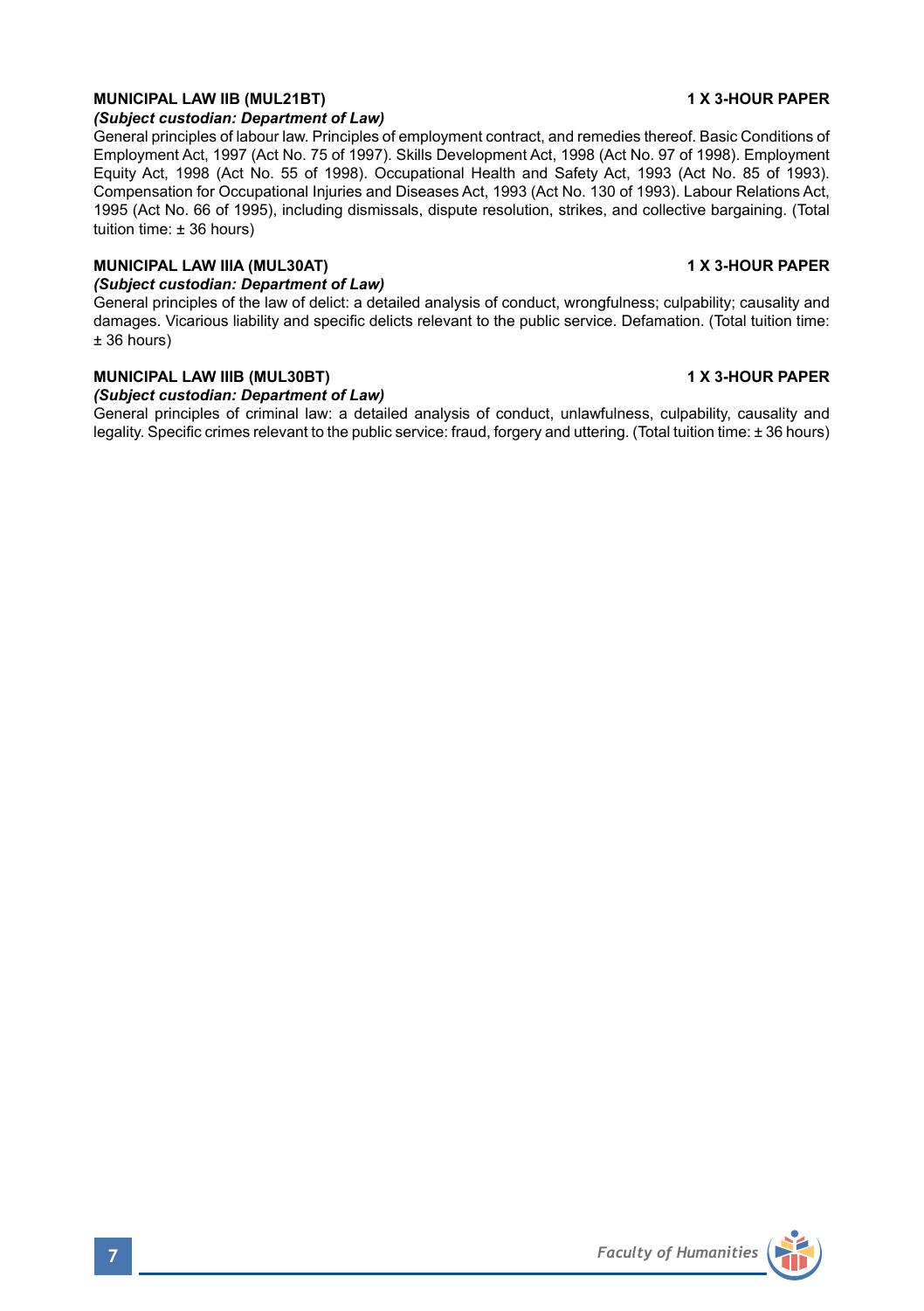**MUNICIPAL LAW IIB (MUL21BT)** **1 X 3-HOUR PAPER**

***(Subject custodian: Department of Law)***

General principles of labour law. Principles of employment contract, and remedies thereof. Basic Conditions of Employment Act, 1997 (Act No. 75 of 1997). Skills Development Act, 1998 (Act No. 97 of 1998). Employment Equity Act, 1998 (Act No. 55 of 1998). Occupational Health and Safety Act, 1993 (Act No. 85 of 1993). Compensation for Occupational Injuries and Diseases Act, 1993 (Act No. 130 of 1993). Labour Relations Act, 1995 (Act No. 66 of 1995), including dismissals, dispute resolution, strikes, and collective bargaining. (Total tuition time: ± 36 hours)

**MUNICIPAL LAW IIIA (MUL30AT)** **1 X 3-HOUR PAPER**

***(Subject custodian: Department of Law)***

General principles of the law of delict: a detailed analysis of conduct, wrongfulness; culpability; causality and damages. Vicarious liability and specific delicts relevant to the public service. Defamation. (Total tuition time: ± 36 hours)

**MUNICIPAL LAW IIIB (MUL30BT)** **1 X 3-HOUR PAPER**

***(Subject custodian: Department of Law)***

General principles of criminal law: a detailed analysis of conduct, unlawfulness, culpability, causality and legality. Specific crimes relevant to the public service: fraud, forgery and uttering. (Total tuition time: ± 36 hours)